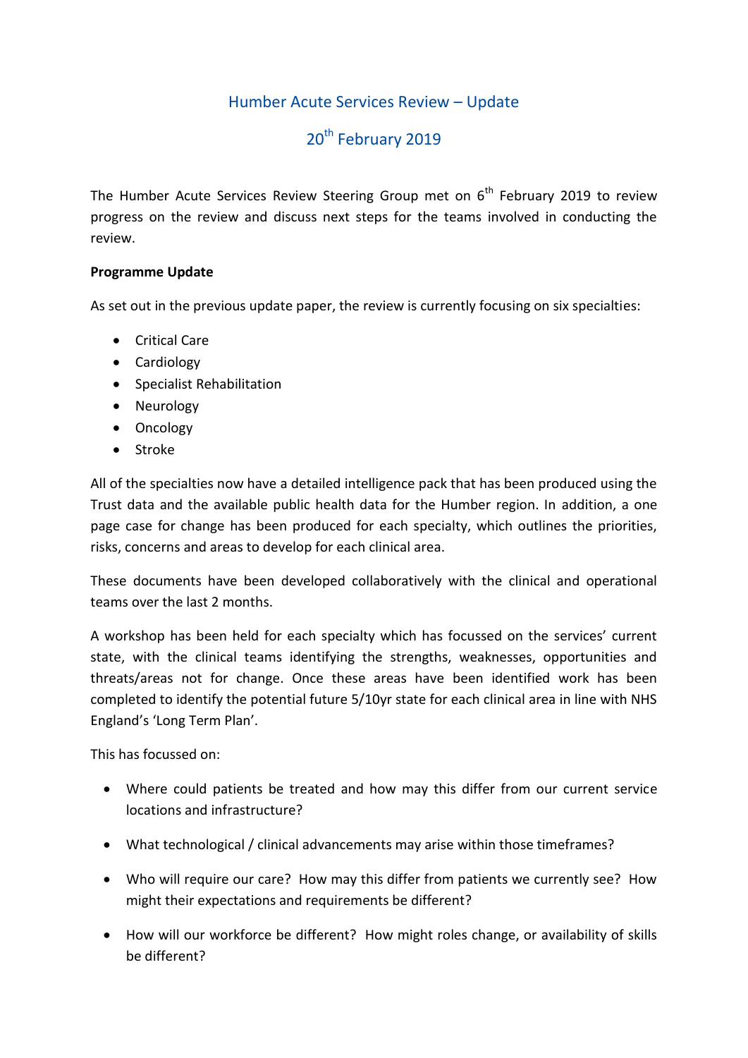# Humber Acute Services Review – Update

## 20th February 2019

The Humber Acute Services Review Steering Group met on 6th February 2019 to review progress on the review and discuss next steps for the teams involved in conducting the review.

**Programme Update**

As set out in the previous update paper, the review is currently focusing on six specialties:

- Critical Care
- Cardiology
- Specialist Rehabilitation
- Neurology
- Oncology
- Stroke

All of the specialties now have a detailed intelligence pack that has been produced using the Trust data and the available public health data for the Humber region. In addition, a one page case for change has been produced for each specialty, which outlines the priorities, risks, concerns and areas to develop for each clinical area.

These documents have been developed collaboratively with the clinical and operational teams over the last 2 months.

A workshop has been held for each specialty which has focussed on the services' current state, with the clinical teams identifying the strengths, weaknesses, opportunities and threats/areas not for change. Once these areas have been identified work has been completed to identify the potential future 5/10yr state for each clinical area in line with NHS England's 'Long Term Plan'.

This has focussed on:

- Where could patients be treated and how may this differ from our current service locations and infrastructure?
- What technological / clinical advancements may arise within those timeframes?
- Who will require our care? How may this differ from patients we currently see? How might their expectations and requirements be different?
- How will our workforce be different? How might roles change, or availability of skills be different?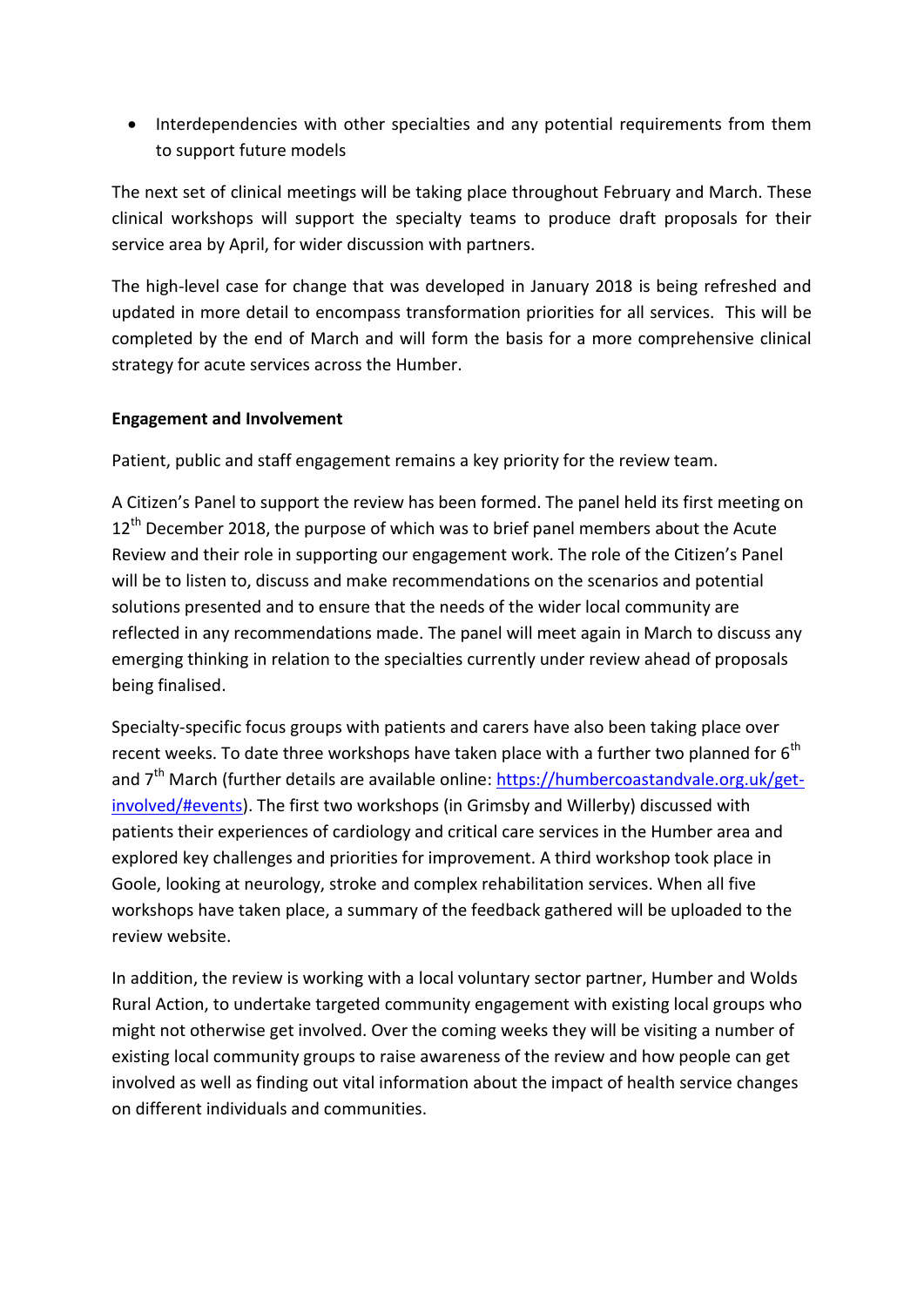- Interdependencies with other specialties and any potential requirements from them to support future models

The next set of clinical meetings will be taking place throughout February and March. These clinical workshops will support the specialty teams to produce draft proposals for their service area by April, for wider discussion with partners.

The high-level case for change that was developed in January 2018 is being refreshed and updated in more detail to encompass transformation priorities for all services. This will be completed by the end of March and will form the basis for a more comprehensive clinical strategy for acute services across the Humber.

**Engagement and Involvement**

Patient, public and staff engagement remains a key priority for the review team.

A Citizen's Panel to support the review has been formed. The panel held its first meeting on 12th December 2018, the purpose of which was to brief panel members about the Acute Review and their role in supporting our engagement work. The role of the Citizen's Panel will be to listen to, discuss and make recommendations on the scenarios and potential solutions presented and to ensure that the needs of the wider local community are reflected in any recommendations made. The panel will meet again in March to discuss any emerging thinking in relation to the specialties currently under review ahead of proposals being finalised.

Specialty-specific focus groups with patients and carers have also been taking place over recent weeks. To date three workshops have taken place with a further two planned for 6th and 7th March (further details are available online: [https://humbercoastandvale.org.uk/get-involved/#events](https://humbercoastandvale.org.uk/get-involved/#events)). The first two workshops (in Grimsby and Willerby) discussed with patients their experiences of cardiology and critical care services in the Humber area and explored key challenges and priorities for improvement. A third workshop took place in Goole, looking at neurology, stroke and complex rehabilitation services. When all five workshops have taken place, a summary of the feedback gathered will be uploaded to the review website.

In addition, the review is working with a local voluntary sector partner, Humber and Wolds Rural Action, to undertake targeted community engagement with existing local groups who might not otherwise get involved. Over the coming weeks they will be visiting a number of existing local community groups to raise awareness of the review and how people can get involved as well as finding out vital information about the impact of health service changes on different individuals and communities.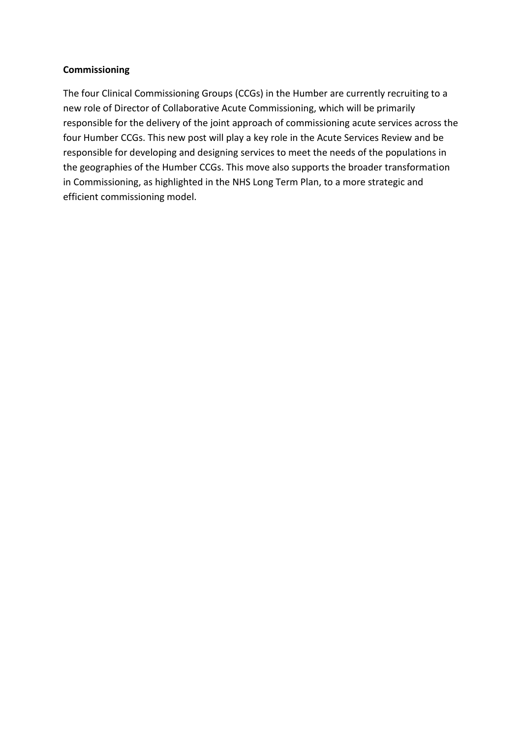**Commissioning**

The four Clinical Commissioning Groups (CCGs) in the Humber are currently recruiting to a new role of Director of Collaborative Acute Commissioning, which will be primarily responsible for the delivery of the joint approach of commissioning acute services across the four Humber CCGs. This new post will play a key role in the Acute Services Review and be responsible for developing and designing services to meet the needs of the populations in the geographies of the Humber CCGs. This move also supports the broader transformation in Commissioning, as highlighted in the NHS Long Term Plan, to a more strategic and efficient commissioning model.